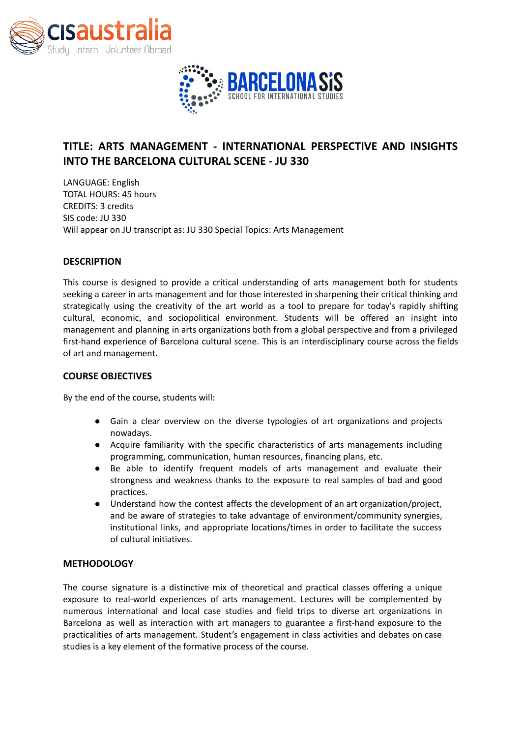# TITLE: ARTS MANAGEMENT - INTERNATIONAL PERSPECTIVE AND INSIGHTS INTO THE BARCELONA CULTURAL SCENE - JU 330

LANGUAGE: English
TOTAL HOURS: 45 hours
CREDITS: 3 credits
SIS code: JU 330
Will appear on JU transcript as: JU 330 Special Topics: Arts Management

## DESCRIPTION

This course is designed to provide a critical understanding of arts management both for students seeking a career in arts management and for those interested in sharpening their critical thinking and strategically using the creativity of the art world as a tool to prepare for today's rapidly shifting cultural, economic, and sociopolitical environment. Students will be offered an insight into management and planning in arts organizations both from a global perspective and from a privileged first-hand experience of Barcelona cultural scene. This is an interdisciplinary course across the fields of art and management.

## COURSE OBJECTIVES

By the end of the course, students will:

- Gain a clear overview on the diverse typologies of art organizations and projects nowadays.
- Acquire familiarity with the specific characteristics of arts managements including programming, communication, human resources, financing plans, etc.
- Be able to identify frequent models of arts management and evaluate their strongness and weakness thanks to the exposure to real samples of bad and good practices.
- Understand how the contest affects the development of an art organization/project, and be aware of strategies to take advantage of environment/community synergies, institutional links, and appropriate locations/times in order to facilitate the success of cultural initiatives.

## METHODOLOGY

The course signature is a distinctive mix of theoretical and practical classes offering a unique exposure to real-world experiences of arts management. Lectures will be complemented by numerous international and local case studies and field trips to diverse art organizations in Barcelona as well as interaction with art managers to guarantee a first-hand exposure to the practicalities of arts management. Student's engagement in class activities and debates on case studies is a key element of the formative process of the course.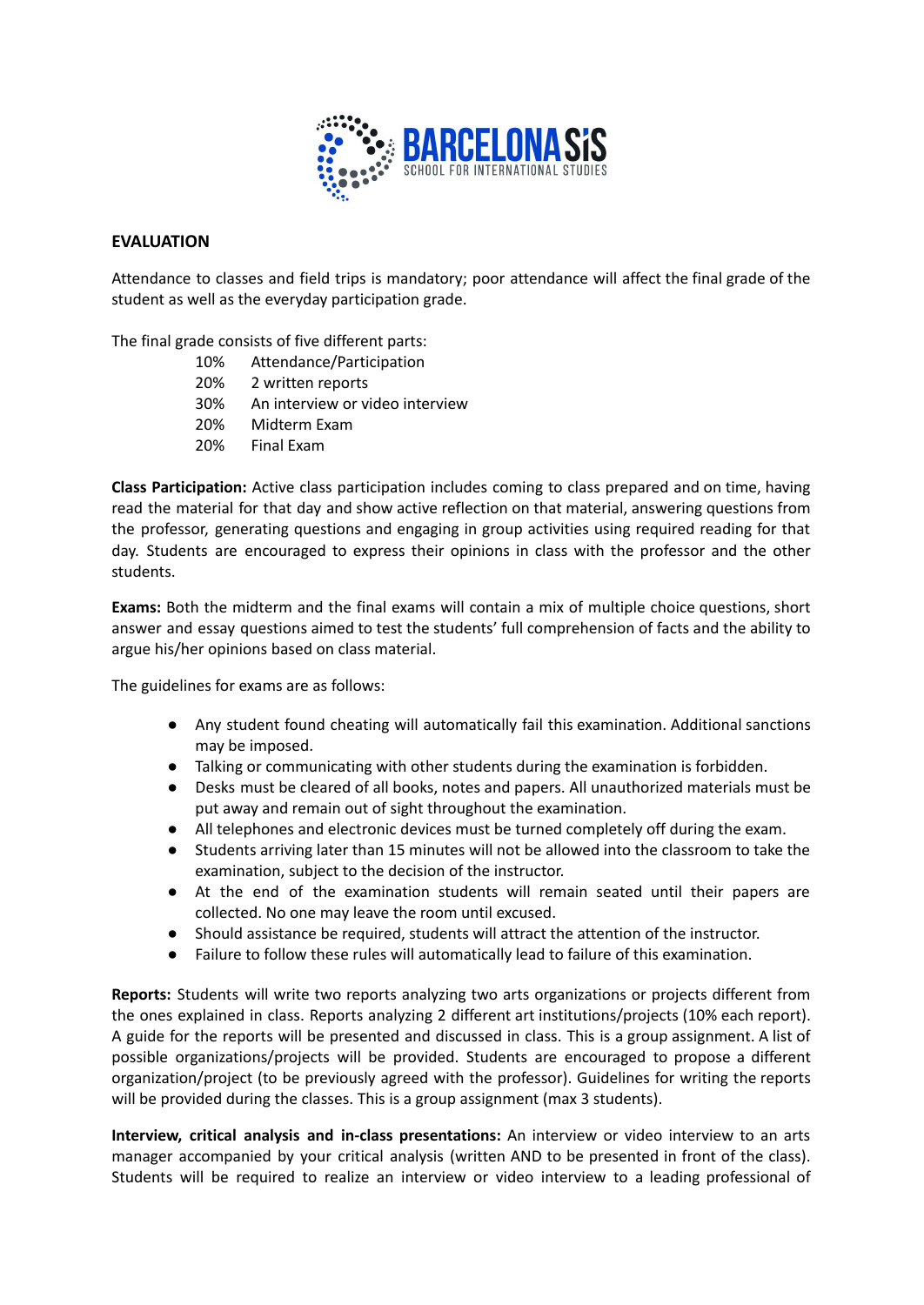## EVALUATION

Attendance to classes and field trips is mandatory; poor attendance will affect the final grade of the student as well as the everyday participation grade.

The final grade consists of five different parts:

- 10% Attendance/Participation
- 20% 2 written reports
- 30% An interview or video interview
- 20% Midterm Exam
- 20% Final Exam

**Class Participation:** Active class participation includes coming to class prepared and on time, having read the material for that day and show active reflection on that material, answering questions from the professor, generating questions and engaging in group activities using required reading for that day. Students are encouraged to express their opinions in class with the professor and the other students.

**Exams:** Both the midterm and the final exams will contain a mix of multiple choice questions, short answer and essay questions aimed to test the students' full comprehension of facts and the ability to argue his/her opinions based on class material.

The guidelines for exams are as follows:

- Any student found cheating will automatically fail this examination. Additional sanctions may be imposed.
- Talking or communicating with other students during the examination is forbidden.
- Desks must be cleared of all books, notes and papers. All unauthorized materials must be put away and remain out of sight throughout the examination.
- All telephones and electronic devices must be turned completely off during the exam.
- Students arriving later than 15 minutes will not be allowed into the classroom to take the examination, subject to the decision of the instructor.
- At the end of the examination students will remain seated until their papers are collected. No one may leave the room until excused.
- Should assistance be required, students will attract the attention of the instructor.
- Failure to follow these rules will automatically lead to failure of this examination.

**Reports:** Students will write two reports analyzing two arts organizations or projects different from the ones explained in class. Reports analyzing 2 different art institutions/projects (10% each report). A guide for the reports will be presented and discussed in class. This is a group assignment. A list of possible organizations/projects will be provided. Students are encouraged to propose a different organization/project (to be previously agreed with the professor). Guidelines for writing the reports will be provided during the classes. This is a group assignment (max 3 students).

**Interview, critical analysis and in-class presentations:** An interview or video interview to an arts manager accompanied by your critical analysis (written AND to be presented in front of the class). Students will be required to realize an interview or video interview to a leading professional of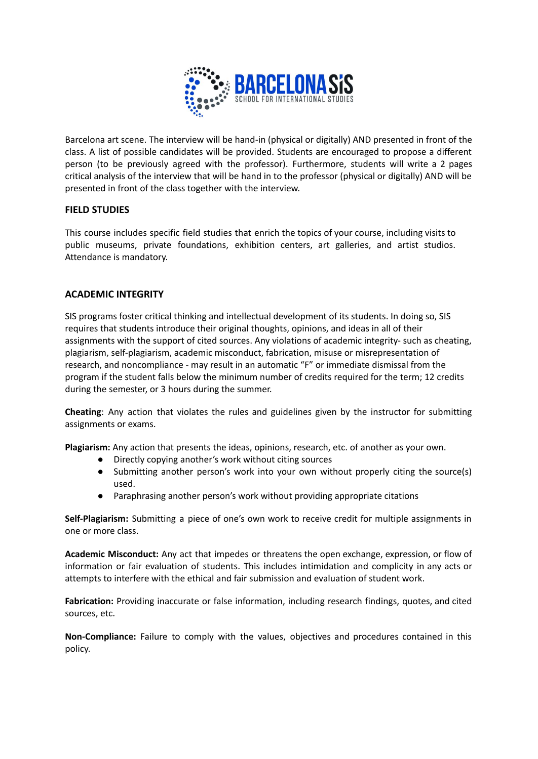Barcelona art scene. The interview will be hand-in (physical or digitally) AND presented in front of the class. A list of possible candidates will be provided. Students are encouraged to propose a different person (to be previously agreed with the professor). Furthermore, students will write a 2 pages critical analysis of the interview that will be hand in to the professor (physical or digitally) AND will be presented in front of the class together with the interview.

## FIELD STUDIES

This course includes specific field studies that enrich the topics of your course, including visits to public museums, private foundations, exhibition centers, art galleries, and artist studios. Attendance is mandatory.

## ACADEMIC INTEGRITY

SIS programs foster critical thinking and intellectual development of its students. In doing so, SIS requires that students introduce their original thoughts, opinions, and ideas in all of their assignments with the support of cited sources. Any violations of academic integrity- such as cheating, plagiarism, self-plagiarism, academic misconduct, fabrication, misuse or misrepresentation of research, and noncompliance - may result in an automatic "F" or immediate dismissal from the program if the student falls below the minimum number of credits required for the term; 12 credits during the semester, or 3 hours during the summer.

**Cheating**: Any action that violates the rules and guidelines given by the instructor for submitting assignments or exams.

**Plagiarism:** Any action that presents the ideas, opinions, research, etc. of another as your own.

- Directly copying another's work without citing sources
- Submitting another person's work into your own without properly citing the source(s) used.
- Paraphrasing another person's work without providing appropriate citations

**Self-Plagiarism:** Submitting a piece of one's own work to receive credit for multiple assignments in one or more class.

**Academic Misconduct:** Any act that impedes or threatens the open exchange, expression, or flow of information or fair evaluation of students. This includes intimidation and complicity in any acts or attempts to interfere with the ethical and fair submission and evaluation of student work.

**Fabrication:** Providing inaccurate or false information, including research findings, quotes, and cited sources, etc.

**Non-Compliance:** Failure to comply with the values, objectives and procedures contained in this policy.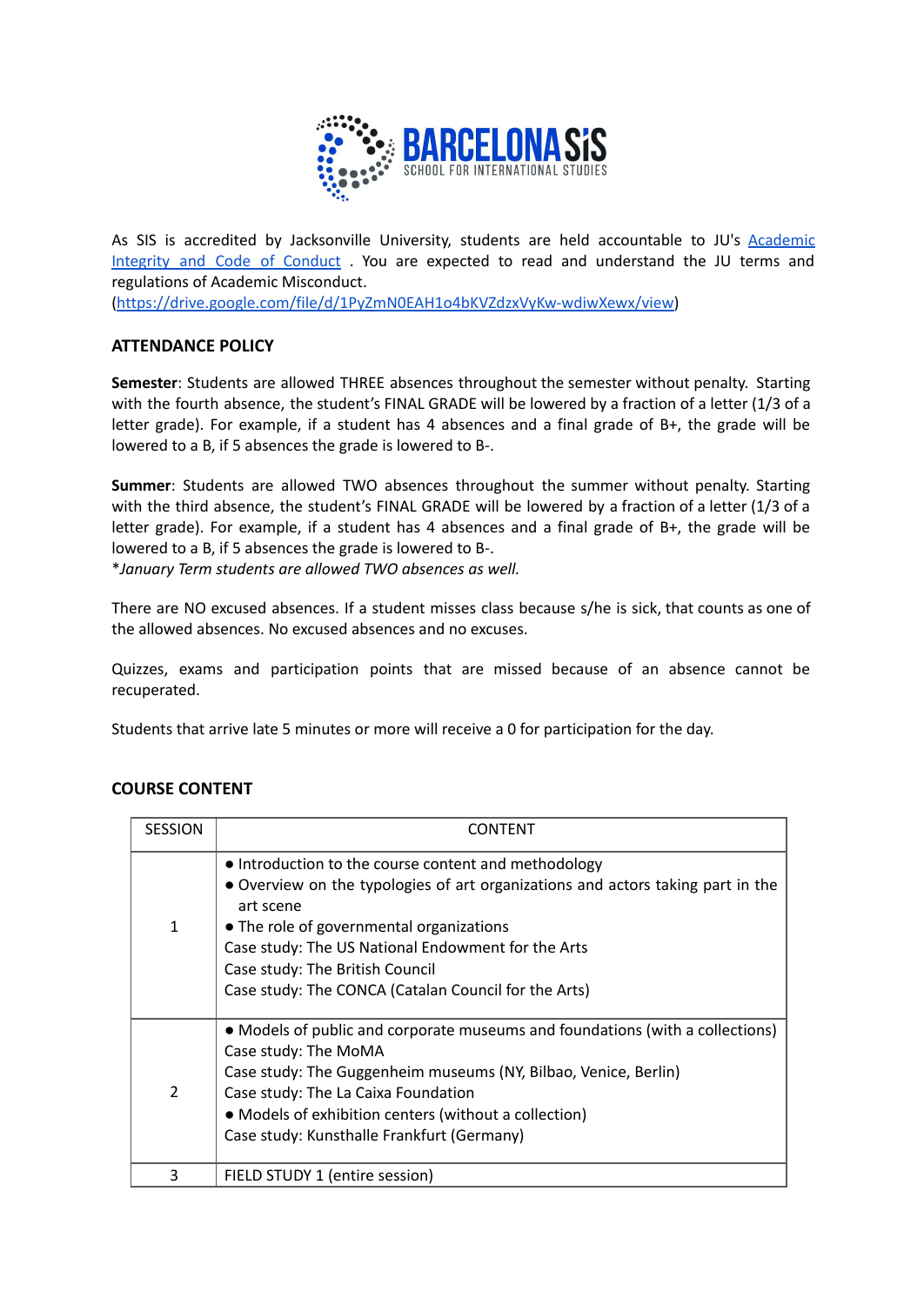As SIS is accredited by Jacksonville University, students are held accountable to JU's [Academic Integrity and Code of Conduct](https://drive.google.com/file/d/1PyZmN0EAH1o4bKVZdzxVyKw-wdiwXewx/view) . You are expected to read and understand the JU terms and regulations of Academic Misconduct.
(https://drive.google.com/file/d/1PyZmN0EAH1o4bKVZdzxVyKw-wdiwXewx/view)

## ATTENDANCE POLICY

**Semester**: Students are allowed THREE absences throughout the semester without penalty. Starting with the fourth absence, the student's FINAL GRADE will be lowered by a fraction of a letter (1/3 of a letter grade). For example, if a student has 4 absences and a final grade of B+, the grade will be lowered to a B, if 5 absences the grade is lowered to B-.

**Summer**: Students are allowed TWO absences throughout the summer without penalty. Starting with the third absence, the student's FINAL GRADE will be lowered by a fraction of a letter (1/3 of a letter grade). For example, if a student has 4 absences and a final grade of B+, the grade will be lowered to a B, if 5 absences the grade is lowered to B-.
**January Term students are allowed TWO absences as well.*

There are NO excused absences. If a student misses class because s/he is sick, that counts as one of the allowed absences. No excused absences and no excuses.

Quizzes, exams and participation points that are missed because of an absence cannot be recuperated.

Students that arrive late 5 minutes or more will receive a 0 for participation for the day.

## COURSE CONTENT

| SESSION | CONTENT |
|---|---|
| 1 | • Introduction to the course content and methodology<br>• Overview on the typologies of art organizations and actors taking part in the art scene<br>• The role of governmental organizations<br>Case study: The US National Endowment for the Arts<br>Case study: The British Council<br>Case study: The CONCA (Catalan Council for the Arts) |
| 2 | • Models of public and corporate museums and foundations (with a collections)<br>Case study: The MoMA<br>Case study: The Guggenheim museums (NY, Bilbao, Venice, Berlin)<br>Case study: The La Caixa Foundation<br>• Models of exhibition centers (without a collection)<br>Case study: Kunsthalle Frankfurt (Germany) |
| 3 | FIELD STUDY 1 (entire session) |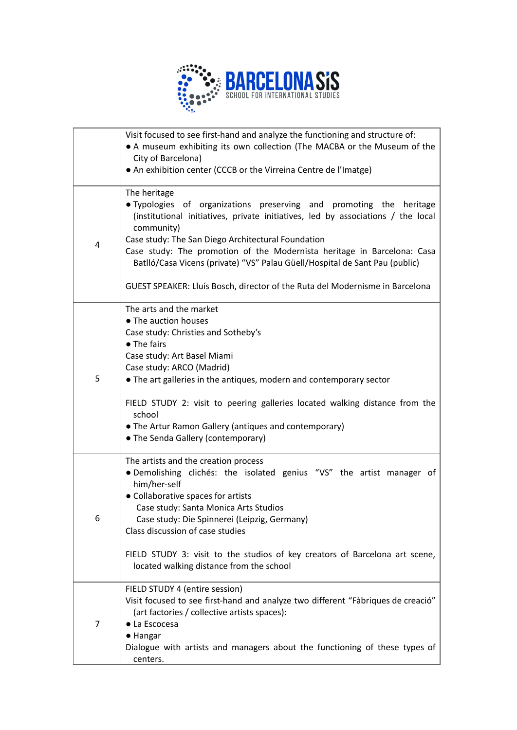| | |
|---|---|
| | Visit focused to see first-hand and analyze the functioning and structure of:<br>● A museum exhibiting its own collection (The MACBA or the Museum of the City of Barcelona)<br>● An exhibition center (CCCB or the Virreina Centre de l'Imatge) |
| 4 | The heritage<br>● Typologies of organizations preserving and promoting the heritage (institutional initiatives, private initiatives, led by associations / the local community)<br>Case study: The San Diego Architectural Foundation<br>Case study: The promotion of the Modernista heritage in Barcelona: Casa Batlló/Casa Vicens (private) "VS" Palau Güell/Hospital de Sant Pau (public)<br><br>GUEST SPEAKER: Lluís Bosch, director of the Ruta del Modernisme in Barcelona |
| 5 | The arts and the market<br>● The auction houses<br>Case study: Christies and Sotheby's<br>● The fairs<br>Case study: Art Basel Miami<br>Case study: ARCO (Madrid)<br>● The art galleries in the antiques, modern and contemporary sector<br><br>FIELD STUDY 2: visit to peering galleries located walking distance from the school<br>● The Artur Ramon Gallery (antiques and contemporary)<br>● The Senda Gallery (contemporary) |
| 6 | The artists and the creation process<br>● Demolishing clichés: the isolated genius "VS" the artist manager of him/her-self<br>● Collaborative spaces for artists<br>Case study: Santa Monica Arts Studios<br>Case study: Die Spinnerei (Leipzig, Germany)<br>Class discussion of case studies<br><br>FIELD STUDY 3: visit to the studios of key creators of Barcelona art scene, located walking distance from the school |
| 7 | FIELD STUDY 4 (entire session)<br>Visit focused to see first-hand and analyze two different "Fàbriques de creació" (art factories / collective artists spaces):<br>● La Escocesa<br>● Hangar<br>Dialogue with artists and managers about the functioning of these types of centers. |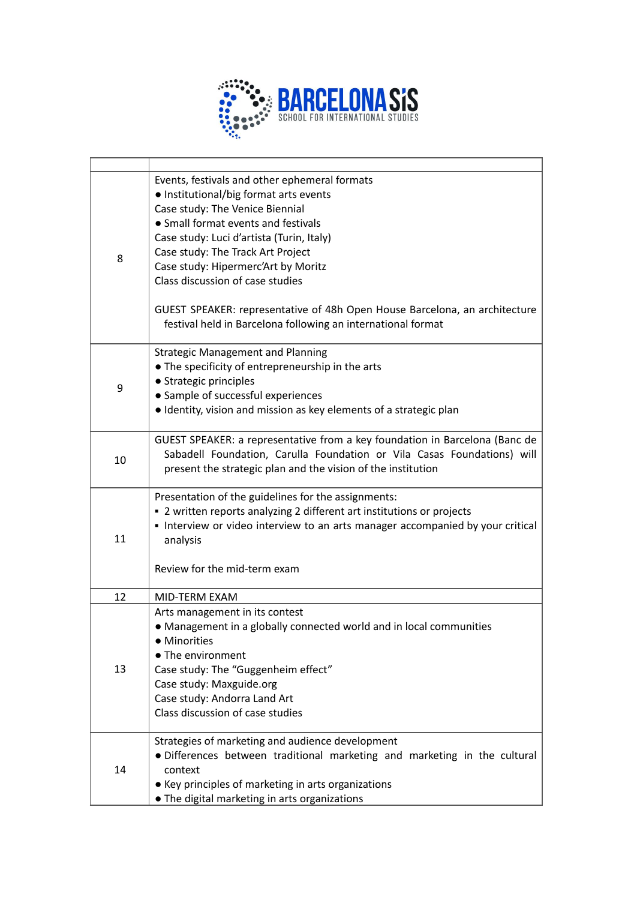| | |
|---|---|
| 8 | Events, festivals and other ephemeral formats<br>● Institutional/big format arts events<br>Case study: The Venice Biennial<br>● Small format events and festivals<br>Case study: Luci d'artista (Turin, Italy)<br>Case study: The Track Art Project<br>Case study: Hipermerc'Art by Moritz<br>Class discussion of case studies<br><br>GUEST SPEAKER: representative of 48h Open House Barcelona, an architecture festival held in Barcelona following an international format |
| 9 | Strategic Management and Planning<br>● The specificity of entrepreneurship in the arts<br>● Strategic principles<br>● Sample of successful experiences<br>● Identity, vision and mission as key elements of a strategic plan |
| 10 | GUEST SPEAKER: a representative from a key foundation in Barcelona (Banc de Sabadell Foundation, Carulla Foundation or Vila Casas Foundations) will present the strategic plan and the vision of the institution |
| 11 | Presentation of the guidelines for the assignments:<br>▪ 2 written reports analyzing 2 different art institutions or projects<br>▪ Interview or video interview to an arts manager accompanied by your critical analysis<br><br>Review for the mid-term exam |
| 12 | MID-TERM EXAM |
| 13 | Arts management in its contest<br>● Management in a globally connected world and in local communities<br>● Minorities<br>● The environment<br>Case study: The "Guggenheim effect"<br>Case study: Maxguide.org<br>Case study: Andorra Land Art<br>Class discussion of case studies |
| 14 | Strategies of marketing and audience development<br>● Differences between traditional marketing and marketing in the cultural context<br>● Key principles of marketing in arts organizations<br>● The digital marketing in arts organizations |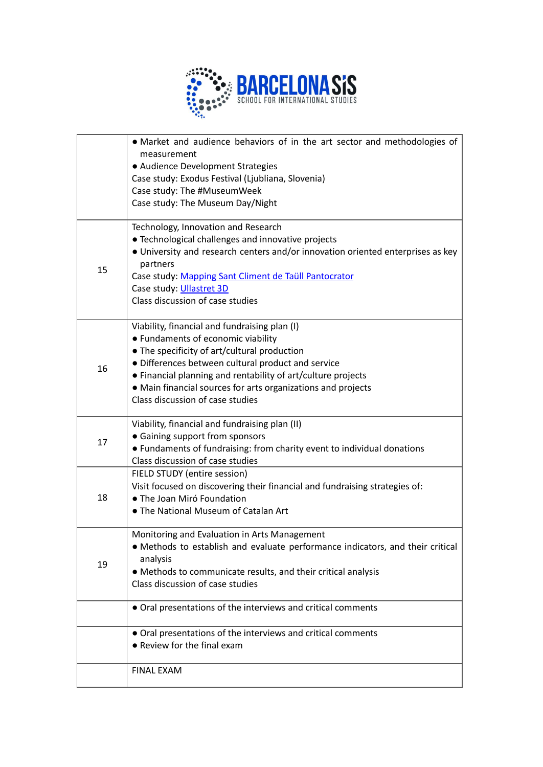| | |
|---|---|
| | • Market and audience behaviors of in the art sector and methodologies of measurement<br>• Audience Development Strategies<br>Case study: Exodus Festival (Ljubliana, Slovenia)<br>Case study: The #MuseumWeek<br>Case study: The Museum Day/Night |
| 15 | Technology, Innovation and Research<br>• Technological challenges and innovative projects<br>• University and research centers and/or innovation oriented enterprises as key partners<br>Case study: Mapping Sant Climent de Taüll Pantocrator<br>Case study: Ullastret 3D<br>Class discussion of case studies |
| 16 | Viability, financial and fundraising plan (I)<br>• Fundaments of economic viability<br>• The specificity of art/cultural production<br>• Differences between cultural product and service<br>• Financial planning and rentability of art/culture projects<br>• Main financial sources for arts organizations and projects<br>Class discussion of case studies |
| 17 | Viability, financial and fundraising plan (II)<br>• Gaining support from sponsors<br>• Fundaments of fundraising: from charity event to individual donations<br>Class discussion of case studies |
| 18 | FIELD STUDY (entire session)<br>Visit focused on discovering their financial and fundraising strategies of:<br>• The Joan Miró Foundation<br>• The National Museum of Catalan Art |
| 19 | Monitoring and Evaluation in Arts Management<br>• Methods to establish and evaluate performance indicators, and their critical analysis<br>• Methods to communicate results, and their critical analysis<br>Class discussion of case studies |
| | • Oral presentations of the interviews and critical comments |
| | • Oral presentations of the interviews and critical comments<br>• Review for the final exam |
| | FINAL EXAM |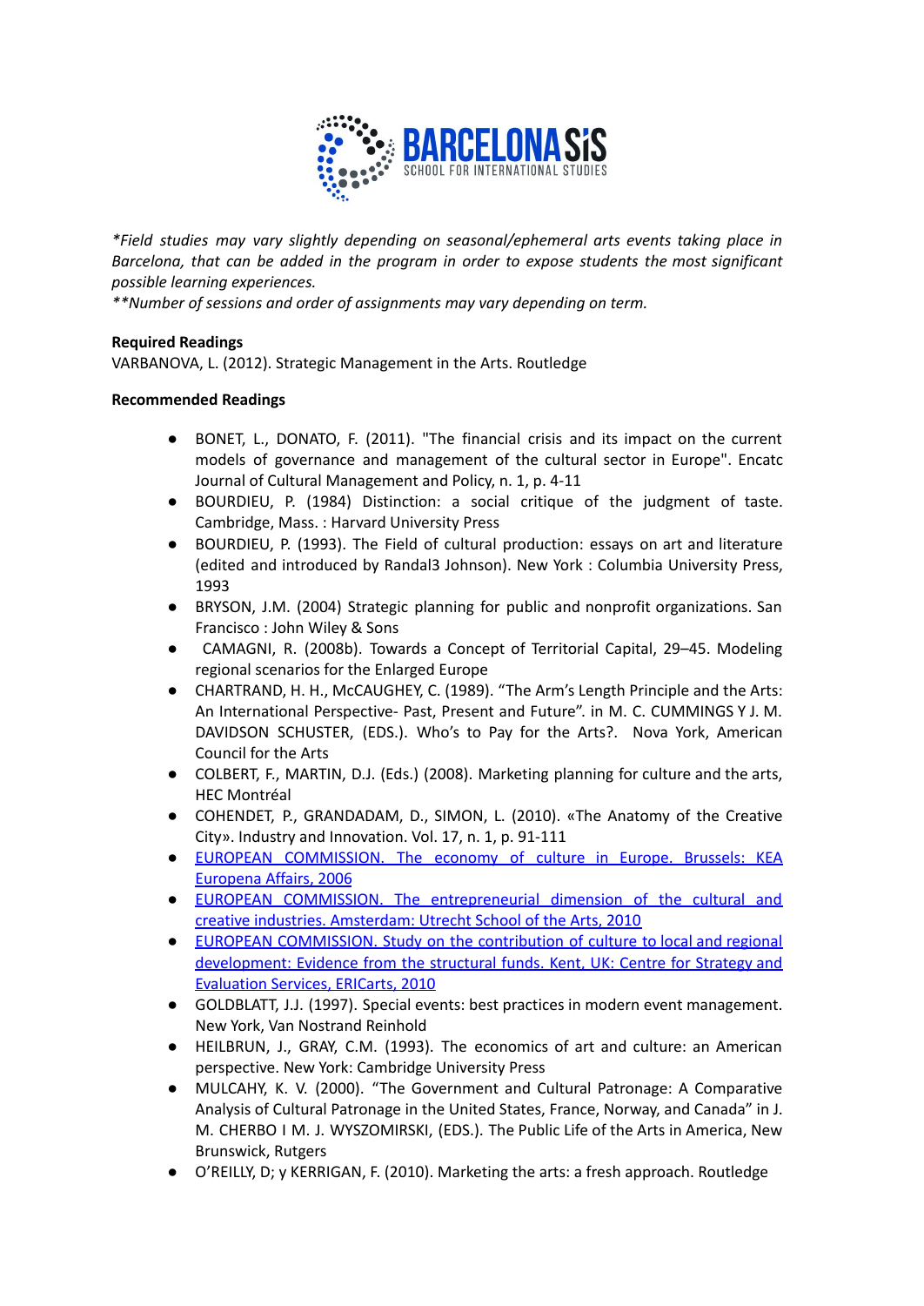*\*Field studies may vary slightly depending on seasonal/ephemeral arts events taking place in Barcelona, that can be added in the program in order to expose students the most significant possible learning experiences.*
*\*\*Number of sessions and order of assignments may vary depending on term.*

**Required Readings**
VARBANOVA, L. (2012). Strategic Management in the Arts. Routledge

**Recommended Readings**

- BONET, L., DONATO, F. (2011). "The financial crisis and its impact on the current models of governance and management of the cultural sector in Europe". Encatc Journal of Cultural Management and Policy, n. 1, p. 4-11
- BOURDIEU, P. (1984) Distinction: a social critique of the judgment of taste. Cambridge, Mass. : Harvard University Press
- BOURDIEU, P. (1993). The Field of cultural production: essays on art and literature (edited and introduced by Randal3 Johnson). New York : Columbia University Press, 1993
- BRYSON, J.M. (2004) Strategic planning for public and nonprofit organizations. San Francisco : John Wiley & Sons
- CAMAGNI, R. (2008b). Towards a Concept of Territorial Capital, 29–45. Modeling regional scenarios for the Enlarged Europe
- CHARTRAND, H. H., McCAUGHEY, C. (1989). "The Arm's Length Principle and the Arts: An International Perspective- Past, Present and Future". in M. C. CUMMINGS Y J. M. DAVIDSON SCHUSTER, (EDS.). Who's to Pay for the Arts?. Nova York, American Council for the Arts
- COLBERT, F., MARTIN, D.J. (Eds.) (2008). Marketing planning for culture and the arts, HEC Montréal
- COHENDET, P., GRANDADAM, D., SIMON, L. (2010). «The Anatomy of the Creative City». Industry and Innovation. Vol. 17, n. 1, p. 91-111
- EUROPEAN COMMISSION. The economy of culture in Europe. Brussels: KEA Europena Affairs, 2006
- EUROPEAN COMMISSION. The entrepreneurial dimension of the cultural and creative industries. Amsterdam: Utrecht School of the Arts, 2010
- EUROPEAN COMMISSION. Study on the contribution of culture to local and regional development: Evidence from the structural funds. Kent, UK: Centre for Strategy and Evaluation Services, ERICarts, 2010
- GOLDBLATT, J.J. (1997). Special events: best practices in modern event management. New York, Van Nostrand Reinhold
- HEILBRUN, J., GRAY, C.M. (1993). The economics of art and culture: an American perspective. New York: Cambridge University Press
- MULCAHY, K. V. (2000). "The Government and Cultural Patronage: A Comparative Analysis of Cultural Patronage in the United States, France, Norway, and Canada" in J. M. CHERBO I M. J. WYSZOMIRSKI, (EDS.). The Public Life of the Arts in America, New Brunswick, Rutgers
- O'REILLY, D; y KERRIGAN, F. (2010). Marketing the arts: a fresh approach. Routledge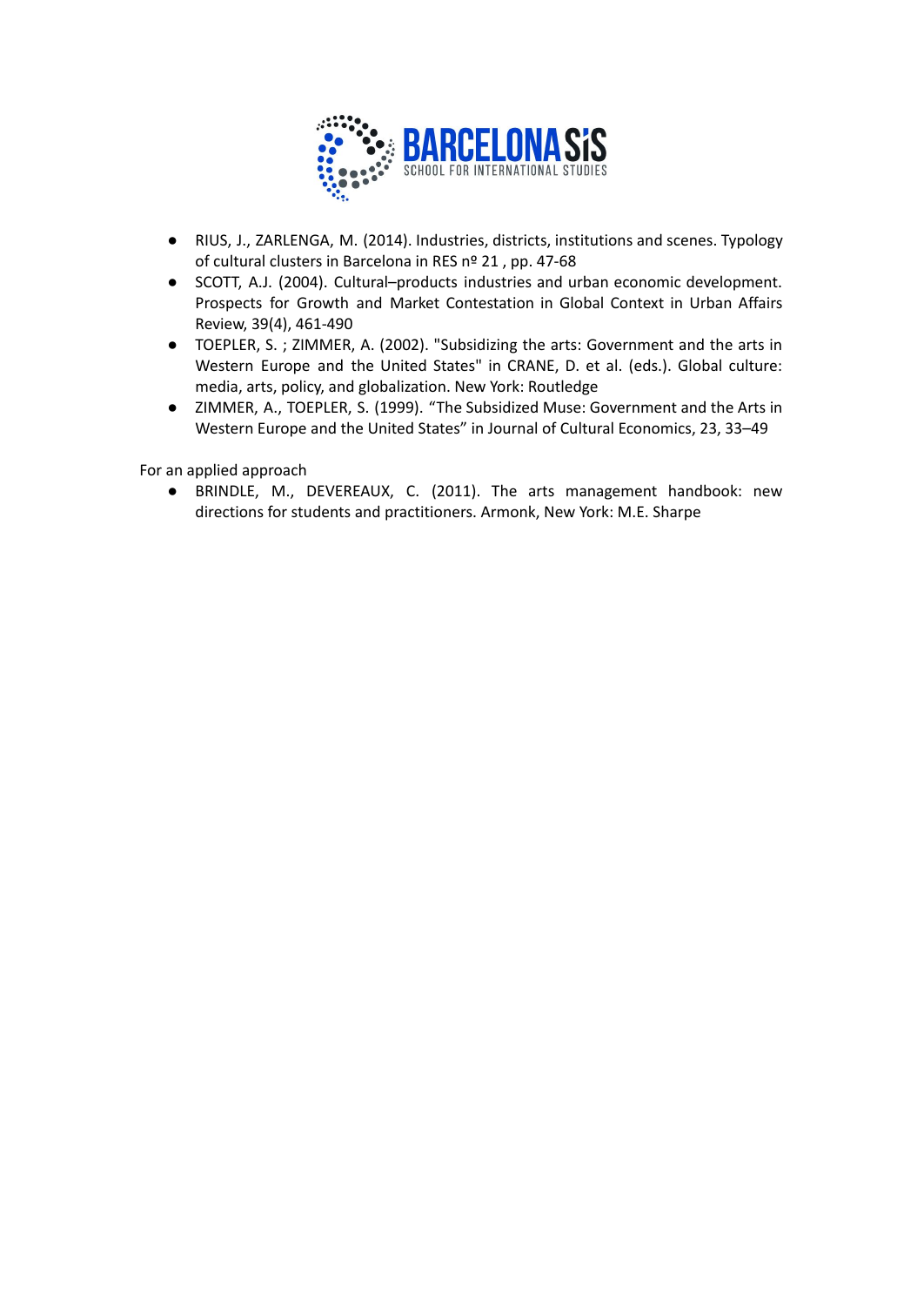- RIUS, J., ZARLENGA, M. (2014). Industries, districts, institutions and scenes. Typology of cultural clusters in Barcelona in RES nº 21 , pp. 47-68
- SCOTT, A.J. (2004). Cultural–products industries and urban economic development. Prospects for Growth and Market Contestation in Global Context in Urban Affairs Review, 39(4), 461-490
- TOEPLER, S. ; ZIMMER, A. (2002). "Subsidizing the arts: Government and the arts in Western Europe and the United States" in CRANE, D. et al. (eds.). Global culture: media, arts, policy, and globalization. New York: Routledge
- ZIMMER, A., TOEPLER, S. (1999). "The Subsidized Muse: Government and the Arts in Western Europe and the United States" in Journal of Cultural Economics, 23, 33–49

For an applied approach

- BRINDLE, M., DEVEREAUX, C. (2011). The arts management handbook: new directions for students and practitioners. Armonk, New York: M.E. Sharpe